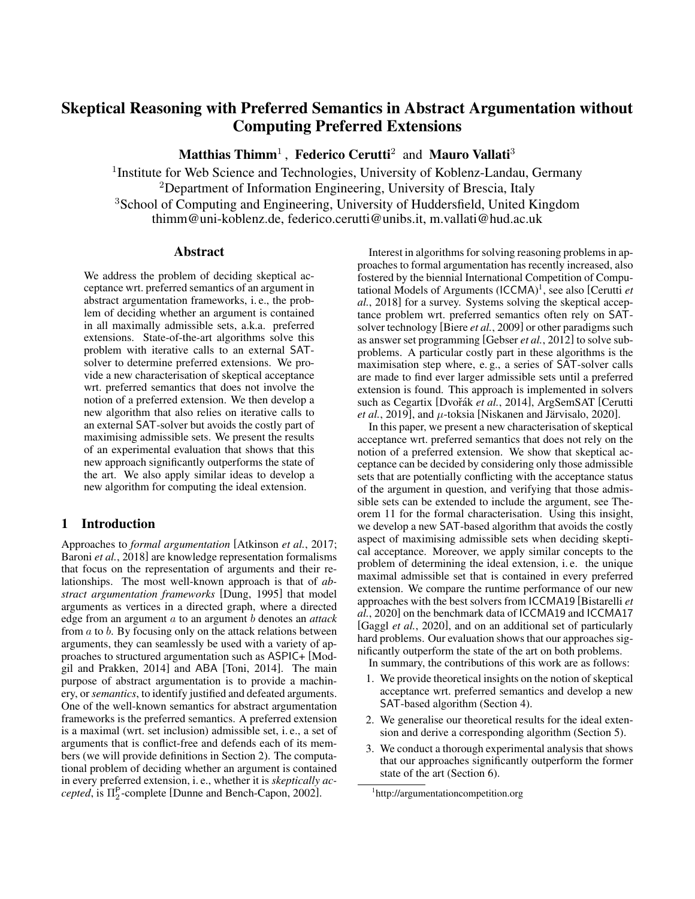# Skeptical Reasoning with Preferred Semantics in Abstract Argumentation without Computing Preferred Extensions

**Matthias Thimm**[1], **Federico Cerutti**[2] and **Mauro Vallati**[3]

[1]Institute for Web Science and Technologies, University of Koblenz-Landau, Germany
[2]Department of Information Engineering, University of Brescia, Italy
[3]School of Computing and Engineering, University of Huddersfield, United Kingdom
thimm@uni-koblenz.de, federico.cerutti@unibs.it, m.vallati@hud.ac.uk

## Abstract

We address the problem of deciding skeptical acceptance wrt. preferred semantics of an argument in abstract argumentation frameworks, i. e., the problem of deciding whether an argument is contained in all maximally admissible sets, a.k.a. preferred extensions. State-of-the-art algorithms solve this problem with iterative calls to an external SAT-solver to determine preferred extensions. We provide a new characterisation of skeptical acceptance wrt. preferred semantics that does not involve the notion of a preferred extension. We then develop a new algorithm that also relies on iterative calls to an external SAT-solver but avoids the costly part of maximising admissible sets. We present the results of an experimental evaluation that shows that this new approach significantly outperforms the state of the art. We also apply similar ideas to develop a new algorithm for computing the ideal extension.

## 1 Introduction

Approaches to *formal argumentation* [Atkinson *et al.*, 2017; Baroni *et al.*, 2018] are knowledge representation formalisms that focus on the representation of arguments and their relationships. The most well-known approach is that of *abstract argumentation frameworks* [Dung, 1995] that model arguments as vertices in a directed graph, where a directed edge from an argument $a$ to an argument $b$ denotes an *attack* from $a$ to $b$. By focusing only on the attack relations between arguments, they can seamlessly be used with a variety of approaches to structured argumentation such as ASPIC+ [Modgil and Prakken, 2014] and ABA [Toni, 2014]. The main purpose of abstract argumentation is to provide a machinery, or *semantics*, to identify justified and defeated arguments. One of the well-known semantics for abstract argumentation frameworks is the preferred semantics. A preferred extension is a maximal (wrt. set inclusion) admissible set, i. e., a set of arguments that is conflict-free and defends each of its members (we will provide definitions in Section 2). The computational problem of deciding whether an argument is contained in every preferred extension, i. e., whether it is *skeptically accepted*, is $\Pi_2^{\mathsf{P}}$-complete [Dunne and Bench-Capon, 2002].

Interest in algorithms for solving reasoning problems in approaches to formal argumentation has recently increased, also fostered by the biennial International Competition of Computational Models of Arguments (ICCMA)[1], see also [Cerutti *et al.*, 2018] for a survey. Systems solving the skeptical acceptance problem wrt. preferred semantics often rely on SAT-solver technology [Biere *et al.*, 2009] or other paradigms such as answer set programming [Gebser *et al.*, 2012] to solve subproblems. A particular costly part in these algorithms is the maximisation step where, e. g., a series of SAT-solver calls are made to find ever larger admissible sets until a preferred extension is found. This approach is implemented in solvers such as Cegartix [Dvořák *et al.*, 2014], ArgSemSAT [Cerutti *et al.*, 2019], and $\mu$-toksia [Niskanen and Järvisalo, 2020].

In this paper, we present a new characterisation of skeptical acceptance wrt. preferred semantics that does not rely on the notion of a preferred extension. We show that skeptical acceptance can be decided by considering only those admissible sets that are potentially conflicting with the acceptance status of the argument in question, and verifying that those admissible sets can be extended to include the argument, see Theorem 11 for the formal characterisation. Using this insight, we develop a new SAT-based algorithm that avoids the costly aspect of maximising admissible sets when deciding skeptical acceptance. Moreover, we apply similar concepts to the problem of determining the ideal extension, i. e. the unique maximal admissible set that is contained in every preferred extension. We compare the runtime performance of our new approaches with the best solvers from ICCMA19 [Bistarelli *et al.*, 2020] on the benchmark data of ICCMA19 and ICCMA17 [Gaggl *et al.*, 2020], and on an additional set of particularly hard problems. Our evaluation shows that our approaches significantly outperform the state of the art on both problems.

In summary, the contributions of this work are as follows:

1. We provide theoretical insights on the notion of skeptical acceptance wrt. preferred semantics and develop a new SAT-based algorithm (Section 4).
2. We generalise our theoretical results for the ideal extension and derive a corresponding algorithm (Section 5).
3. We conduct a thorough experimental analysis that shows that our approaches significantly outperform the former state of the art (Section 6).

[1] http://argumentationcompetition.org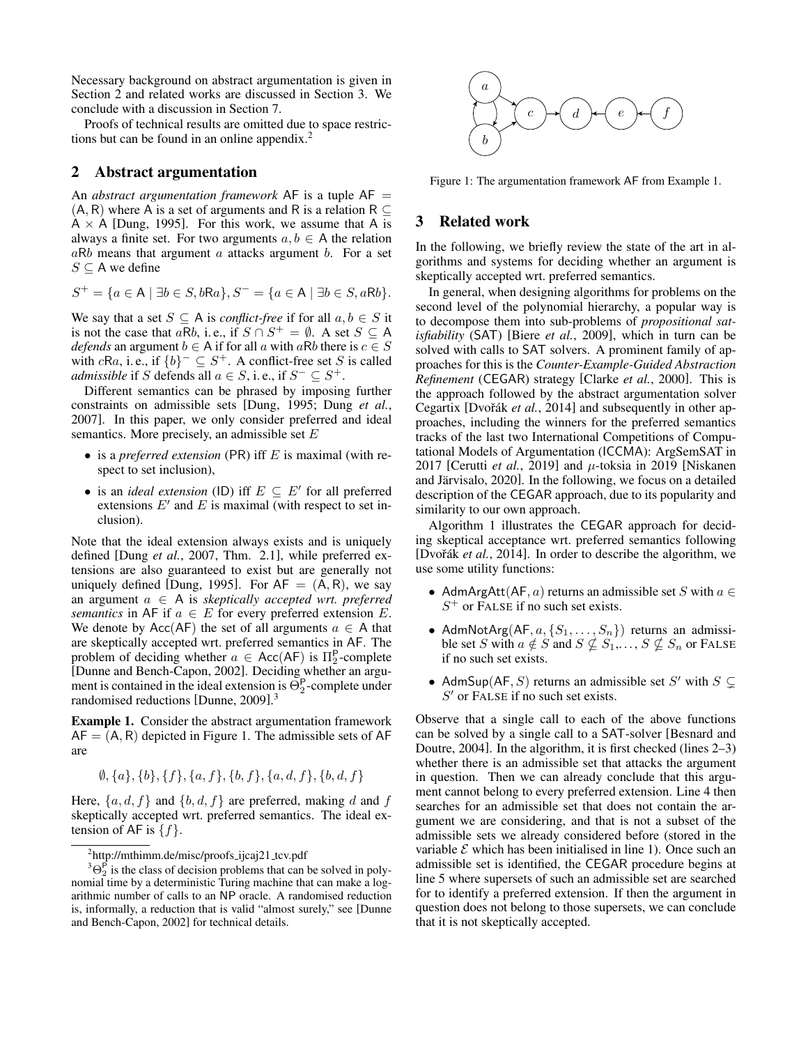Necessary background on abstract argumentation is given in Section 2 and related works are discussed in Section 3. We conclude with a discussion in Section 7.

Proofs of technical results are omitted due to space restrictions but can be found in an online appendix.[2]

## 2 Abstract argumentation

An *abstract argumentation framework* $\mathsf{AF}$ is a tuple $\mathsf{AF} = (\mathsf{A}, \mathsf{R})$ where $\mathsf{A}$ is a set of arguments and $\mathsf{R}$ is a relation $\mathsf{R} \subseteq \mathsf{A} \times \mathsf{A}$ [Dung, 1995]. For this work, we assume that $\mathsf{A}$ is always a finite set. For two arguments $a, b \in \mathsf{A}$ the relation $a\mathsf{R}b$ means that argument $a$ attacks argument $b$. For a set $S \subseteq \mathsf{A}$ we define

$$S^{+} = \{a \in \mathsf{A} \mid \exists b \in S, b\mathsf{R}a\}, S^{-} = \{a \in \mathsf{A} \mid \exists b \in S, a\mathsf{R}b\}.$$

We say that a set $S \subseteq \mathsf{A}$ is *conflict-free* if for all $a, b \in S$ it is not the case that $a\mathsf{R}b$, i. e., if $S \cap S^{+} = \emptyset$. A set $S \subseteq \mathsf{A}$ *defends* an argument $b \in \mathsf{A}$ if for all $a$ with $a\mathsf{R}b$ there is $c \in S$ with $c\mathsf{R}a$, i. e., if $\{b\}^{-} \subseteq S^{+}$. A conflict-free set $S$ is called *admissible* if $S$ defends all $a \in S$, i. e., if $S^{-} \subseteq S^{+}$.

Different semantics can be phrased by imposing further constraints on admissible sets [Dung, 1995; Dung *et al.*, 2007]. In this paper, we only consider preferred and ideal semantics. More precisely, an admissible set $E$

- is a *preferred extension* (PR) iff $E$ is maximal (with respect to set inclusion),
- is an *ideal extension* (ID) iff $E \subseteq E'$ for all preferred extensions $E'$ and $E$ is maximal (with respect to set inclusion).

Note that the ideal extension always exists and is uniquely defined [Dung *et al.*, 2007, Thm. 2.1], while preferred extensions are also guaranteed to exist but are generally not uniquely defined [Dung, 1995]. For $\mathsf{AF} = (\mathsf{A}, \mathsf{R})$, we say an argument $a \in \mathsf{A}$ is *skeptically accepted wrt. preferred semantics* in $\mathsf{AF}$ if $a \in E$ for every preferred extension $E$. We denote by $\mathsf{Acc}(\mathsf{AF})$ the set of all arguments $a \in \mathsf{A}$ that are skeptically accepted wrt. preferred semantics in $\mathsf{AF}$. The problem of deciding whether $a \in \mathsf{Acc}(\mathsf{AF})$ is $\Pi_2^{\mathsf{P}}$-complete [Dunne and Bench-Capon, 2002]. Deciding whether an argument is contained in the ideal extension is $\Theta_2^{\mathsf{P}}$-complete under randomised reductions [Dunne, 2009].[3]

**Example 1.** Consider the abstract argumentation framework $\mathsf{AF} = (\mathsf{A}, \mathsf{R})$ depicted in Figure 1. The admissible sets of $\mathsf{AF}$ are

$$\emptyset, \{a\}, \{b\}, \{f\}, \{a, f\}, \{b, f\}, \{a, d, f\}, \{b, d, f\}$$

Here, $\{a, d, f\}$ and $\{b, d, f\}$ are preferred, making $d$ and $f$ skeptically accepted wrt. preferred semantics. The ideal extension of $\mathsf{AF}$ is $\{f\}$.

[2] http://mthimm.de/misc/proofs_ijcaj21_tcv.pdf

[3] $\Theta_2^{\mathsf{P}}$ is the class of decision problems that can be solved in polynomial time by a deterministic Turing machine that can make a logarithmic number of calls to an NP oracle. A randomised reduction is, informally, a reduction that is valid "almost surely," see [Dunne and Bench-Capon, 2002] for technical details.

Figure 1: The argumentation framework AF from Example 1.

## 3 Related work

In the following, we briefly review the state of the art in algorithms and systems for deciding whether an argument is skeptically accepted wrt. preferred semantics.

In general, when designing algorithms for problems on the second level of the polynomial hierarchy, a popular way is to decompose them into sub-problems of *propositional satisfiability* (SAT) [Biere *et al.*, 2009], which in turn can be solved with calls to SAT solvers. A prominent family of approaches for this is the *Counter-Example-Guided Abstraction Refinement* (CEGAR) strategy [Clarke *et al.*, 2000]. This is the approach followed by the abstract argumentation solver Cegartix [Dvořák *et al.*, 2014] and subsequently in other approaches, including the winners for the preferred semantics tracks of the last two International Competitions of Computational Models of Argumentation (ICCMA): ArgSemSAT in 2017 [Cerutti *et al.*, 2019] and $\mu$-toksia in 2019 [Niskanen and Järvisalo, 2020]. In the following, we focus on a detailed description of the CEGAR approach, due to its popularity and similarity to our own approach.

Algorithm 1 illustrates the CEGAR approach for deciding skeptical acceptance wrt. preferred semantics following [Dvořák *et al.*, 2014]. In order to describe the algorithm, we use some utility functions:

- $\mathsf{AdmArgAtt}(\mathsf{AF}, a)$ returns an admissible set $S$ with $a \in S^{+}$ or FALSE if no such set exists.
- $\mathsf{AdmNotArg}(\mathsf{AF}, a, \{S_1, \ldots, S_n\})$ returns an admissible set $S$ with $a \notin S$ and $S \not\subseteq S_1, \ldots, S \not\subseteq S_n$ or FALSE if no such set exists.
- $\mathsf{AdmSup}(\mathsf{AF}, S)$ returns an admissible set $S'$ with $S \subsetneq S'$ or FALSE if no such set exists.

Observe that a single call to each of the above functions can be solved by a single call to a SAT-solver [Besnard and Doutre, 2004]. In the algorithm, it is first checked (lines 2–3) whether there is an admissible set that attacks the argument in question. Then we can already conclude that this argument cannot belong to every preferred extension. Line 4 then searches for an admissible set that does not contain the argument we are considering, and that is not a subset of the admissible sets we already considered before (stored in the variable $\mathcal{E}$ which has been initialised in line 1). Once such an admissible set is identified, the CEGAR procedure begins at line 5 where supersets of such an admissible set are searched for to identify a preferred extension. If then the argument in question does not belong to those supersets, we can conclude that it is not skeptically accepted.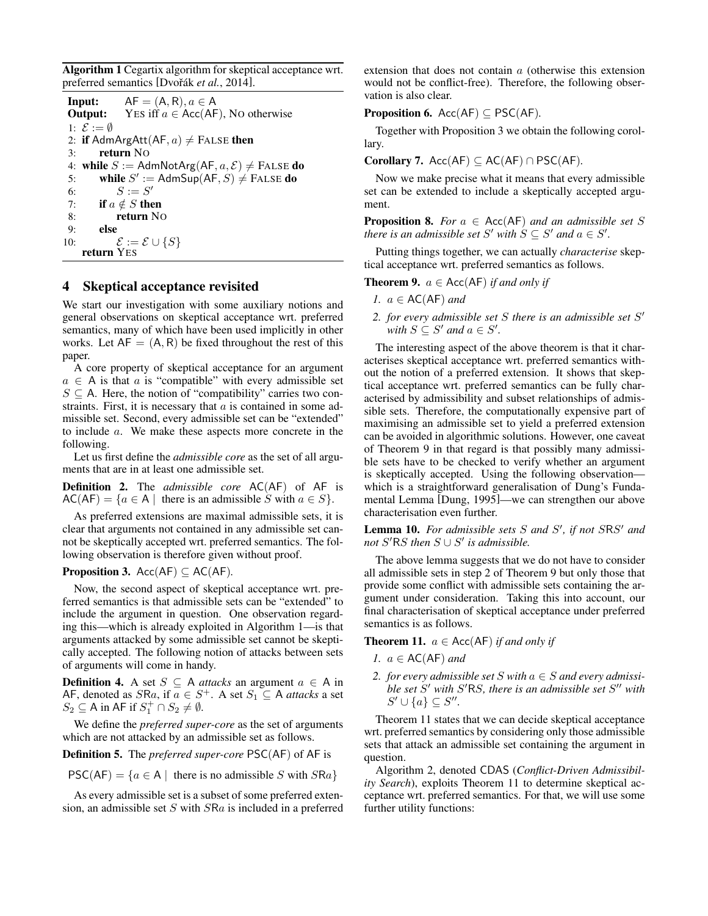**Algorithm 1** Cegartix algorithm for skeptical acceptance wrt. preferred semantics [Dvořák *et al.*, 2014].

```
Input:    AF = (A, R), a ∈ A
Output:   YES iff a ∈ Acc(AF), NO otherwise
1: ℰ := ∅
2: if AdmArgAtt(AF, a) ≠ FALSE then
3:     return NO
4: while S := AdmNotArg(AF, a, ℰ) ≠ FALSE do
5:     while S' := AdmSup(AF, S) ≠ FALSE do
6:         S := S'
7:     if a ∉ S then
8:         return NO
9:     else
10:        ℰ := ℰ ∪ {S}
   return YES
```

## 4 Skeptical acceptance revisited

We start our investigation with some auxiliary notions and general observations on skeptical acceptance wrt. preferred semantics, many of which have been used implicitly in other works. Let $\mathsf{AF} = (\mathsf{A}, \mathsf{R})$ be fixed throughout the rest of this paper.

A core property of skeptical acceptance for an argument $a \in \mathsf{A}$ is that $a$ is "compatible" with every admissible set $S \subseteq \mathsf{A}$. Here, the notion of "compatibility" carries two constraints. First, it is necessary that $a$ is contained in some admissible set. Second, every admissible set can be "extended" to include $a$. We make these aspects more concrete in the following.

Let us first define the *admissible core* as the set of all arguments that are in at least one admissible set.

**Definition 2.** The *admissible core* $\mathsf{AC}(\mathsf{AF})$ of $\mathsf{AF}$ is $\mathsf{AC}(\mathsf{AF}) = \{a \in \mathsf{A} \mid \text{ there is an admissible } S \text{ with } a \in S\}$.

As preferred extensions are maximal admissible sets, it is clear that arguments not contained in any admissible set cannot be skeptically accepted wrt. preferred semantics. The following observation is therefore given without proof.

**Proposition 3.** $\mathsf{Acc}(\mathsf{AF}) \subseteq \mathsf{AC}(\mathsf{AF})$.

Now, the second aspect of skeptical acceptance wrt. preferred semantics is that admissible sets can be "extended" to include the argument in question. One observation regarding this—which is already exploited in Algorithm 1—is that arguments attacked by some admissible set cannot be skeptically accepted. The following notion of attacks between sets of arguments will come in handy.

**Definition 4.** A set $S \subseteq \mathsf{A}$ *attacks* an argument $a \in \mathsf{A}$ in $\mathsf{AF}$, denoted as $S\mathsf{R}a$, if $a \in S^+$. A set $S_1 \subseteq \mathsf{A}$ *attacks* a set $S_2 \subseteq \mathsf{A}$ in $\mathsf{AF}$ if $S_1^+ \cap S_2 \neq \emptyset$.

We define the *preferred super-core* as the set of arguments which are not attacked by an admissible set as follows.

**Definition 5.** The *preferred super-core* $\mathsf{PSC}(\mathsf{AF})$ of $\mathsf{AF}$ is

$$\mathsf{PSC}(\mathsf{AF}) = \{a \in \mathsf{A} \mid \text{ there is no admissible } S \text{ with } S\mathsf{R}a\}$$

As every admissible set is a subset of some preferred extension, an admissible set $S$ with $S\mathsf{R}a$ is included in a preferred extension that does not contain $a$ (otherwise this extension would not be conflict-free). Therefore, the following observation is also clear.

**Proposition 6.** $\mathsf{Acc}(\mathsf{AF}) \subseteq \mathsf{PSC}(\mathsf{AF})$.

Together with Proposition 3 we obtain the following corollary.

**Corollary 7.** $\mathsf{Acc}(\mathsf{AF}) \subseteq \mathsf{AC}(\mathsf{AF}) \cap \mathsf{PSC}(\mathsf{AF})$.

Now we make precise what it means that every admissible set can be extended to include a skeptically accepted argument.

**Proposition 8.** *For $a \in \mathsf{Acc}(\mathsf{AF})$ and an admissible set $S$ there is an admissible set $S'$ with $S \subseteq S'$ and $a \in S'$.*

Putting things together, we can actually *characterise* skeptical acceptance wrt. preferred semantics as follows.

**Theorem 9.** *$a \in \mathsf{Acc}(\mathsf{AF})$ if and only if*

1. *$a \in \mathsf{AC}(\mathsf{AF})$ and*
2. *for every admissible set $S$ there is an admissible set $S'$ with $S \subseteq S'$ and $a \in S'$.*

The interesting aspect of the above theorem is that it characterises skeptical acceptance wrt. preferred semantics without the notion of a preferred extension. It shows that skeptical acceptance wrt. preferred semantics can be fully characterised by admissibility and subset relationships of admissible sets. Therefore, the computationally expensive part of maximising an admissible set to yield a preferred extension can be avoided in algorithmic solutions. However, one caveat of Theorem 9 in that regard is that possibly many admissible sets have to be checked to verify whether an argument is skeptically accepted. Using the following observation—which is a straightforward generalisation of Dung's Fundamental Lemma [Dung, 1995]—we can strengthen our above characterisation even further.

**Lemma 10.** *For admissible sets $S$ and $S'$, if not $S\mathsf{R}S'$ and not $S'\mathsf{R}S$ then $S \cup S'$ is admissible.*

The above lemma suggests that we do not have to consider all admissible sets in step 2 of Theorem 9 but only those that provide some conflict with admissible sets containing the argument under consideration. Taking this into account, our final characterisation of skeptical acceptance under preferred semantics is as follows.

**Theorem 11.** *$a \in \mathsf{Acc}(\mathsf{AF})$ if and only if*

1. *$a \in \mathsf{AC}(\mathsf{AF})$ and*
2. *for every admissible set $S$ with $a \in S$ and every admissible set $S'$ with $S'\mathsf{R}S$, there is an admissible set $S''$ with $S' \cup \{a\} \subseteq S''$.*

Theorem 11 states that we can decide skeptical acceptance wrt. preferred semantics by considering only those admissible sets that attack an admissible set containing the argument in question.

Algorithm 2, denoted $\mathsf{CDAS}$ (*Conflict-Driven Admissibility Search*), exploits Theorem 11 to determine skeptical acceptance wrt. preferred semantics. For that, we will use some further utility functions: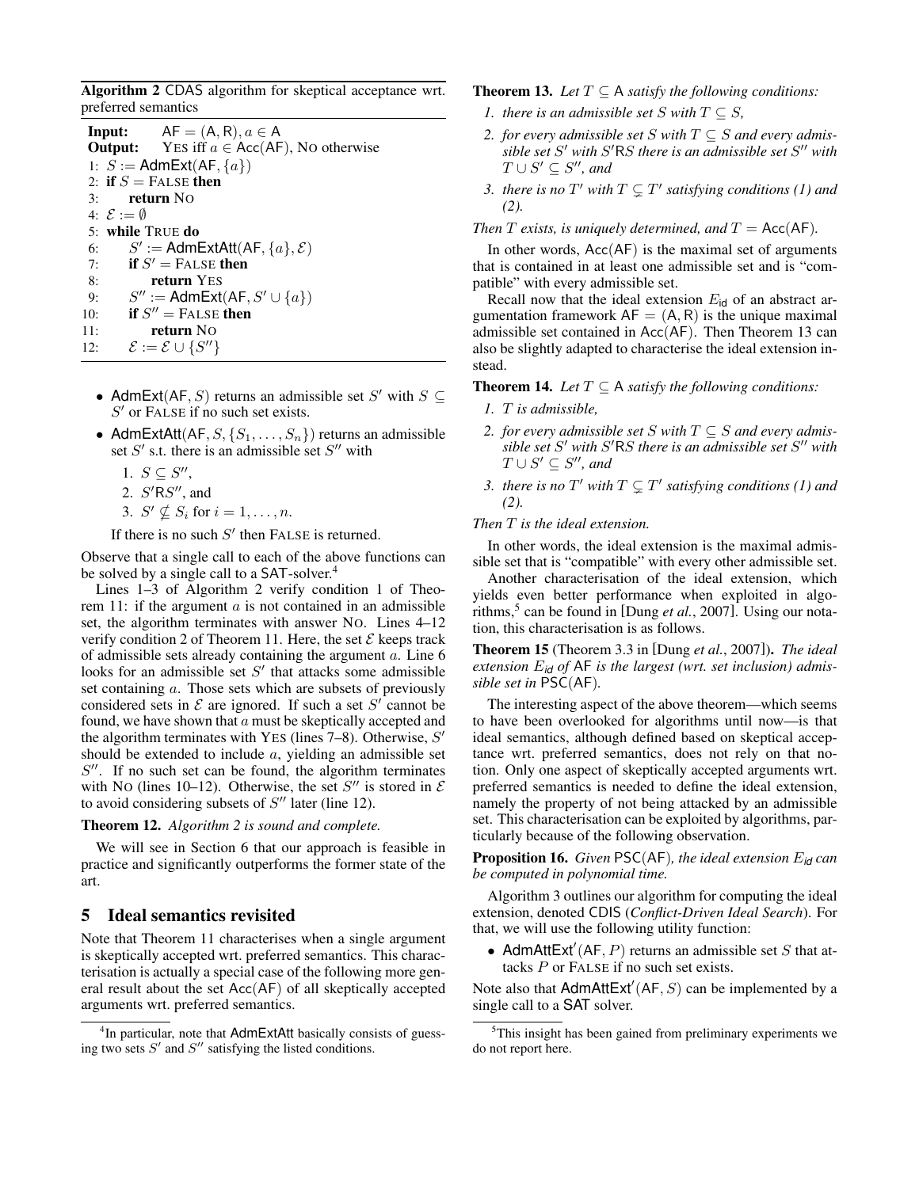**Algorithm 2** CDAS algorithm for skeptical acceptance wrt. preferred semantics

```
Input:   AF = (A, R), a ∈ A
Output:  YES iff a ∈ Acc(AF), NO otherwise
 1: S := AdmExt(AF, {a})
 2: if S = FALSE then
 3:     return NO
 4: ℰ := ∅
 5: while TRUE do
 6:     S' := AdmExtAtt(AF, {a}, ℰ)
 7:     if S' = FALSE then
 8:         return YES
 9:     S'' := AdmExt(AF, S' ∪ {a})
10:     if S'' = FALSE then
11:         return NO
12:     ℰ := ℰ ∪ {S''}
```

- $\mathsf{AdmExt}(\mathsf{AF}, S)$ returns an admissible set $S'$ with $S \subseteq S'$ or FALSE if no such set exists.
- $\mathsf{AdmExtAtt}(\mathsf{AF}, S, \{S_1, \ldots, S_n\})$ returns an admissible set $S'$ s.t. there is an admissible set $S''$ with
  1. $S \subseteq S''$,
  2. $S' \mathsf{R} S''$, and
  3. $S' \not\subseteq S_i$ for $i = 1, \ldots, n$.

  If there is no such $S'$ then FALSE is returned.

Observe that a single call to each of the above functions can be solved by a single call to a SAT-solver.[4]

Lines 1–3 of Algorithm 2 verify condition 1 of Theorem 11: if the argument $a$ is not contained in an admissible set, the algorithm terminates with answer NO. Lines 4–12 verify condition 2 of Theorem 11. Here, the set $\mathcal{E}$ keeps track of admissible sets already containing the argument $a$. Line 6 looks for an admissible set $S'$ that attacks some admissible set containing $a$. Those sets which are subsets of previously considered sets in $\mathcal{E}$ are ignored. If such a set $S'$ cannot be found, we have shown that $a$ must be skeptically accepted and the algorithm terminates with YES (lines 7–8). Otherwise, $S'$ should be extended to include $a$, yielding an admissible set $S''$. If no such set can be found, the algorithm terminates with NO (lines 10–12). Otherwise, the set $S''$ is stored in $\mathcal{E}$ to avoid considering subsets of $S''$ later (line 12).

**Theorem 12.** *Algorithm 2 is sound and complete.*

We will see in Section 6 that our approach is feasible in practice and significantly outperforms the former state of the art.

## 5 Ideal semantics revisited

Note that Theorem 11 characterises when a single argument is skeptically accepted wrt. preferred semantics. This characterisation is actually a special case of the following more general result about the set $\mathsf{Acc}(\mathsf{AF})$ of all skeptically accepted arguments wrt. preferred semantics.

**Theorem 13.** *Let $T \subseteq \mathsf{A}$ satisfy the following conditions:*

1. *there is an admissible set $S$ with $T \subseteq S$,*
2. *for every admissible set $S$ with $T \subseteq S$ and every admissible set $S'$ with $S' \mathsf{R} S$ there is an admissible set $S''$ with $T \cup S' \subseteq S''$, and*
3. *there is no $T'$ with $T \subsetneq T'$ satisfying conditions (1) and (2).*

*Then $T$ exists, is uniquely determined, and $T = \mathsf{Acc}(\mathsf{AF})$.*

In other words, $\mathsf{Acc}(\mathsf{AF})$ is the maximal set of arguments that is contained in at least one admissible set and is "compatible" with every admissible set.

Recall now that the ideal extension $E_{\mathsf{id}}$ of an abstract argumentation framework $\mathsf{AF} = (\mathsf{A}, \mathsf{R})$ is the unique maximal admissible set contained in $\mathsf{Acc}(\mathsf{AF})$. Then Theorem 13 can also be slightly adapted to characterise the ideal extension instead.

**Theorem 14.** *Let $T \subseteq \mathsf{A}$ satisfy the following conditions:*

1. *$T$ is admissible,*
2. *for every admissible set $S$ with $T \subseteq S$ and every admissible set $S'$ with $S' \mathsf{R} S$ there is an admissible set $S''$ with $T \cup S' \subseteq S''$, and*
3. *there is no $T'$ with $T \subsetneq T'$ satisfying conditions (1) and (2).*

*Then $T$ is the ideal extension.*

In other words, the ideal extension is the maximal admissible set that is "compatible" with every other admissible set.

Another characterisation of the ideal extension, which yields even better performance when exploited in algorithms,[5] can be found in [Dung *et al.*, 2007]. Using our notation, this characterisation is as follows.

**Theorem 15** (Theorem 3.3 in [Dung *et al.*, 2007])**.** *The ideal extension $E_{\mathsf{id}}$ of $\mathsf{AF}$ is the largest (wrt. set inclusion) admissible set in $\mathsf{PSC}(\mathsf{AF})$.*

The interesting aspect of the above theorem—which seems to have been overlooked for algorithms until now—is that ideal semantics, although defined based on skeptical acceptance wrt. preferred semantics, does not rely on that notion. Only one aspect of skeptically accepted arguments wrt. preferred semantics is needed to define the ideal extension, namely the property of not being attacked by an admissible set. This characterisation can be exploited by algorithms, particularly because of the following observation.

**Proposition 16.** *Given $\mathsf{PSC}(\mathsf{AF})$, the ideal extension $E_{\mathsf{id}}$ can be computed in polynomial time.*

Algorithm 3 outlines our algorithm for computing the ideal extension, denoted CDIS (*Conflict-Driven Ideal Search*). For that, we will use the following utility function:

- $\mathsf{AdmAttExt}'(\mathsf{AF}, P)$ returns an admissible set $S$ that attacks $P$ or FALSE if no such set exists.

Note also that $\mathsf{AdmAttExt}'(\mathsf{AF}, S)$ can be implemented by a single call to a SAT solver.

[4] In particular, note that AdmExtAtt basically consists of guessing two sets $S'$ and $S''$ satisfying the listed conditions.

[5] This insight has been gained from preliminary experiments we do not report here.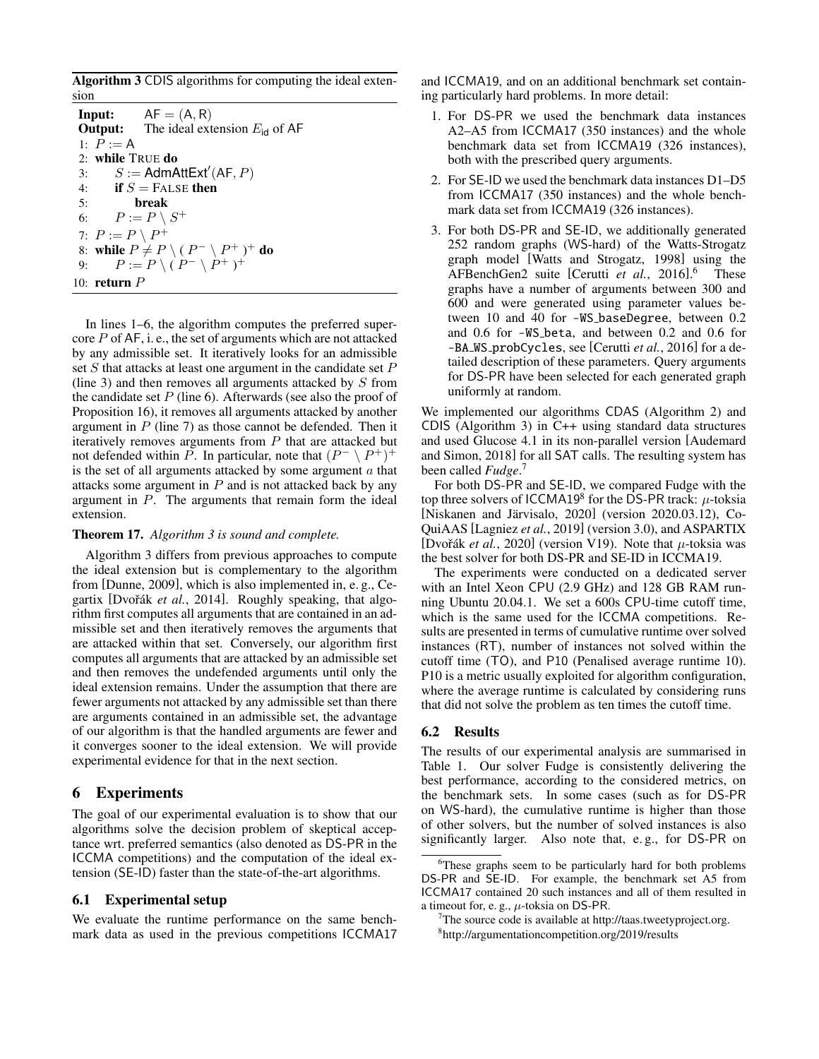**Algorithm 3** CDIS algorithms for computing the ideal extension

**Input:** $\mathsf{AF} = (\mathsf{A}, \mathsf{R})$
**Output:** The ideal extension $E_{\mathsf{id}}$ of AF

```
1: P := A
2: while TRUE do
3:     S := AdmAttExt'(AF, P)
4:     if S = FALSE then
5:         break
6:     P := P \ S^+
7: P := P \ P^+
8: while P ≠ P \ ( P^- \ P^+ )^+ do
9:     P := P \ ( P^- \ P^+ )^+
10: return P
```

In lines 1–6, the algorithm computes the preferred supercore $P$ of AF, i. e., the set of arguments which are not attacked by any admissible set. It iteratively looks for an admissible set $S$ that attacks at least one argument in the candidate set $P$ (line 3) and then removes all arguments attacked by $S$ from the candidate set $P$ (line 6). Afterwards (see also the proof of Proposition 16), it removes all arguments attacked by another argument in $P$ (line 7) as those cannot be defended. Then it iteratively removes arguments from $P$ that are attacked but not defended within $P$. In particular, note that $(P^- \setminus P^+)^+$ is the set of all arguments attacked by some argument $a$ that attacks some argument in $P$ and is not attacked back by any argument in $P$. The arguments that remain form the ideal extension.

**Theorem 17.** *Algorithm 3 is sound and complete.*

Algorithm 3 differs from previous approaches to compute the ideal extension but is complementary to the algorithm from [Dunne, 2009], which is also implemented in, e. g., Cegartix [Dvořák *et al.*, 2014]. Roughly speaking, that algorithm first computes all arguments that are contained in an admissible set and then iteratively removes the arguments that are attacked within that set. Conversely, our algorithm first computes all arguments that are attacked by an admissible set and then removes the undefended arguments until only the ideal extension remains. Under the assumption that there are fewer arguments not attacked by any admissible set than there are arguments contained in an admissible set, the advantage of our algorithm is that the handled arguments are fewer and it converges sooner to the ideal extension. We will provide experimental evidence for that in the next section.

## 6 Experiments

The goal of our experimental evaluation is to show that our algorithms solve the decision problem of skeptical acceptance wrt. preferred semantics (also denoted as DS-PR in the ICCMA competitions) and the computation of the ideal extension (SE-ID) faster than the state-of-the-art algorithms.

### 6.1 Experimental setup

We evaluate the runtime performance on the same benchmark data as used in the previous competitions ICCMA17 and ICCMA19, and on an additional benchmark set containing particularly hard problems. In more detail:

1. For DS-PR we used the benchmark data instances A2–A5 from ICCMA17 (350 instances) and the whole benchmark data set from ICCMA19 (326 instances), both with the prescribed query arguments.
2. For SE-ID we used the benchmark data instances D1–D5 from ICCMA17 (350 instances) and the whole benchmark data set from ICCMA19 (326 instances).
3. For both DS-PR and SE-ID, we additionally generated 252 random graphs (WS-hard) of the Watts-Strogatz graph model [Watts and Strogatz, 1998] using the AFBenchGen2 suite [Cerutti *et al.*, 2016].[6] These graphs have a number of arguments between 300 and 600 and were generated using parameter values between 10 and 40 for `-WS_baseDegree`, between 0.2 and 0.6 for `-WS_beta`, and between 0.2 and 0.6 for `-BA_WS_probCycles`, see [Cerutti *et al.*, 2016] for a detailed description of these parameters. Query arguments for DS-PR have been selected for each generated graph uniformly at random.

We implemented our algorithms CDAS (Algorithm 2) and CDIS (Algorithm 3) in C++ using standard data structures and used Glucose 4.1 in its non-parallel version [Audemard and Simon, 2018] for all SAT calls. The resulting system has been called *Fudge*.[7]

For both DS-PR and SE-ID, we compared Fudge with the top three solvers of ICCMA19[8] for the DS-PR track: $\mu$-toksia [Niskanen and Järvisalo, 2020] (version 2020.03.12), CoQuiAAS [Lagniez *et al.*, 2019] (version 3.0), and ASPARTIX [Dvořák *et al.*, 2020] (version V19). Note that $\mu$-toksia was the best solver for both DS-PR and SE-ID in ICCMA19.

The experiments were conducted on a dedicated server with an Intel Xeon CPU (2.9 GHz) and 128 GB RAM running Ubuntu 20.04.1. We set a 600s CPU-time cutoff time, which is the same used for the ICCMA competitions. Results are presented in terms of cumulative runtime over solved instances (RT), number of instances not solved within the cutoff time (TO), and P10 (Penalised average runtime 10). P10 is a metric usually exploited for algorithm configuration, where the average runtime is calculated by considering runs that did not solve the problem as ten times the cutoff time.

### 6.2 Results

The results of our experimental analysis are summarised in Table 1. Our solver Fudge is consistently delivering the best performance, according to the considered metrics, on the benchmark sets. In some cases (such as for DS-PR on WS-hard), the cumulative runtime is higher than those of other solvers, but the number of solved instances is also significantly larger. Also note that, e. g., for DS-PR on

[6] These graphs seem to be particularly hard for both problems DS-PR and SE-ID. For example, the benchmark set A5 from ICCMA17 contained 20 such instances and all of them resulted in a timeout for, e. g., $\mu$-toksia on DS-PR.

[7] The source code is available at http://taas.tweetyproject.org.

[8] http://argumentationcompetition.org/2019/results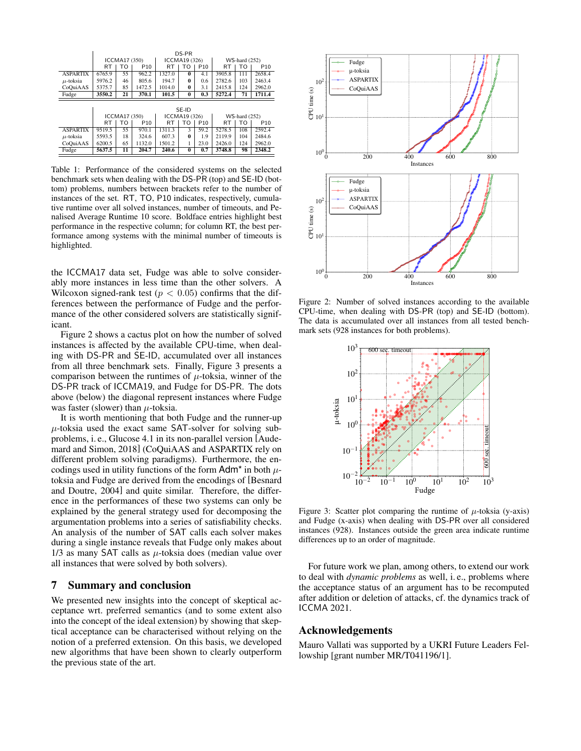| | DS-PR | | | | | | | | |
|---|---|---|---|---|---|---|---|---|---|
| | ICCMA17 (350) | | | ICCMA19 (326) | | | WS-hard (252) | | |
| | RT | TO | P10 | RT | TO | P10 | RT | TO | P10 |
| ASPARTIX | 6765.9 | 55 | 962.2 | 1327.0 | **0** | 4.1 | 3905.8 | 111 | 2658.4 |
| $\mu$-toksia | 5976.2 | 46 | 805.6 | 194.7 | **0** | 0.6 | 2782.6 | 103 | 2463.4 |
| CoQuiAAS | 5375.7 | 85 | 1472.5 | 1014.0 | **0** | 3.1 | 2415.8 | 124 | 2962.0 |
| Fudge | **3550.2** | **21** | **370.1** | **101.5** | **0** | **0.3** | **5272.4** | **71** | **1711.4** |

| | SE-ID | | | | | | | | |
|---|---|---|---|---|---|---|---|---|---|
| | ICCMA17 (350) | | | ICCMA19 (326) | | | WS-hard (252) | | |
| | RT | TO | P10 | RT | TO | P10 | RT | TO | P10 |
| ASPARTIX | 9519.5 | 55 | 970.1 | 1311.3 | 3 | 59.2 | 5278.5 | 108 | 2592.4 |
| $\mu$-toksia | 5593.5 | 18 | 324.6 | 607.3 | **0** | 1.9 | 2119.9 | 104 | 2484.6 |
| CoQuiAAS | 6200.5 | 65 | 1132.0 | 1501.2 | 1 | 23.0 | 2426.0 | 124 | 2962.0 |
| Fudge | **5637.5** | **11** | **204.7** | **240.6** | **0** | **0.7** | **3748.8** | **98** | **2348.2** |

Table 1: Performance of the considered systems on the selected benchmark sets when dealing with the DS-PR (top) and SE-ID (bottom) problems, numbers between brackets refer to the number of instances of the set. RT, TO, P10 indicates, respectively, cumulative runtime over all solved instances, number of timeouts, and Penalised Average Runtime 10 score. Boldface entries highlight best performance in the respective column; for column RT, the best performance among systems with the minimal number of timeouts is highlighted.

the ICCMA17 data set, Fudge was able to solve considerably more instances in less time than the other solvers. A Wilcoxon signed-rank test ($p < 0.05$) confirms that the differences between the performance of Fudge and the performance of the other considered solvers are statistically significant.

Figure 2 shows a cactus plot on how the number of solved instances is affected by the available CPU-time, when dealing with DS-PR and SE-ID, accumulated over all instances from all three benchmark sets. Finally, Figure 3 presents a comparison between the runtimes of $\mu$-toksia, winner of the DS-PR track of ICCMA19, and Fudge for DS-PR. The dots above (below) the diagonal represent instances where Fudge was faster (slower) than $\mu$-toksia.

It is worth mentioning that both Fudge and the runner-up $\mu$-toksia used the exact same SAT-solver for solving subproblems, i. e., Glucose 4.1 in its non-parallel version [Audemard and Simon, 2018] (CoQuiAAS and ASPARTIX rely on different problem solving paradigms). Furthermore, the encodings used in utility functions of the form Adm* in both $\mu$-toksia and Fudge are derived from the encodings of [Besnard and Doutre, 2004] and quite similar. Therefore, the difference in the performances of these two systems can only be explained by the general strategy used for decomposing the argumentation problems into a series of satisfiability checks. An analysis of the number of SAT calls each solver makes during a single instance reveals that Fudge only makes about 1/3 as many SAT calls as $\mu$-toksia does (median value over all instances that were solved by both solvers).

## 7 Summary and conclusion

We presented new insights into the concept of skeptical acceptance wrt. preferred semantics (and to some extent also into the concept of the ideal extension) by showing that skeptical acceptance can be characterised without relying on the notion of a preferred extension. On this basis, we developed new algorithms that have been shown to clearly outperform the previous state of the art.

Figure 2: Number of solved instances according to the available CPU-time, when dealing with DS-PR (top) and SE-ID (bottom). The data is accumulated over all instances from all tested benchmark sets (928 instances for both problems).

Figure 3: Scatter plot comparing the runtime of $\mu$-toksia (y-axis) and Fudge (x-axis) when dealing with DS-PR over all considered instances (928). Instances outside the green area indicate runtime differences up to an order of magnitude.

For future work we plan, among others, to extend our work to deal with *dynamic problems* as well, i. e., problems where the acceptance status of an argument has to be recomputed after addition or deletion of attacks, cf. the dynamics track of ICCMA 2021.

## Acknowledgements

Mauro Vallati was supported by a UKRI Future Leaders Fellowship [grant number MR/T041196/1].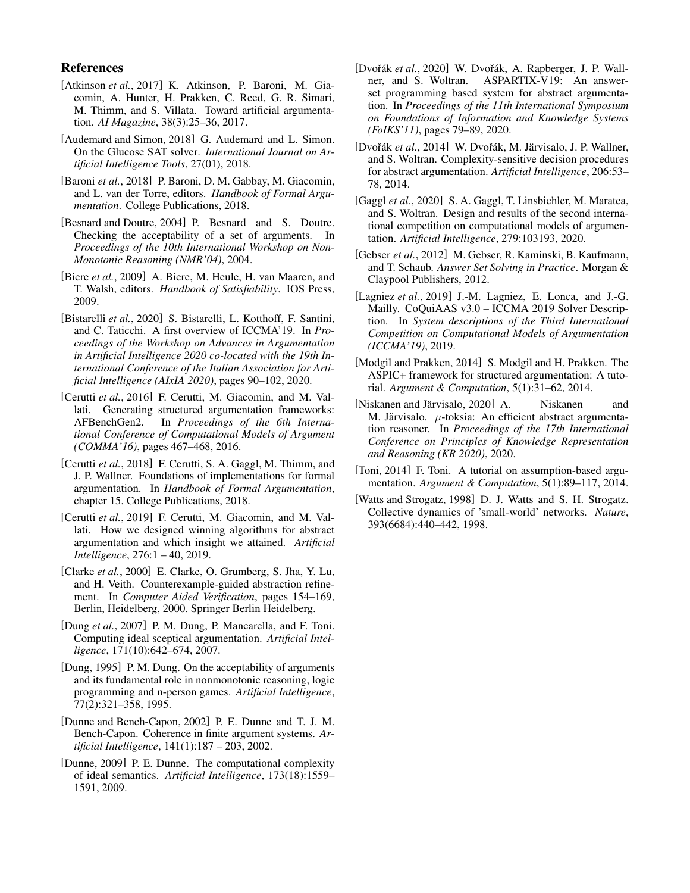## References

[Atkinson *et al.*, 2017] K. Atkinson, P. Baroni, M. Giacomin, A. Hunter, H. Prakken, C. Reed, G. R. Simari, M. Thimm, and S. Villata. Toward artificial argumentation. *AI Magazine*, 38(3):25–36, 2017.

[Audemard and Simon, 2018] G. Audemard and L. Simon. On the Glucose SAT solver. *International Journal on Artificial Intelligence Tools*, 27(01), 2018.

[Baroni *et al.*, 2018] P. Baroni, D. M. Gabbay, M. Giacomin, and L. van der Torre, editors. *Handbook of Formal Argumentation*. College Publications, 2018.

[Besnard and Doutre, 2004] P. Besnard and S. Doutre. Checking the acceptability of a set of arguments. In *Proceedings of the 10th International Workshop on Non-Monotonic Reasoning (NMR'04)*, 2004.

[Biere *et al.*, 2009] A. Biere, M. Heule, H. van Maaren, and T. Walsh, editors. *Handbook of Satisfiability*. IOS Press, 2009.

[Bistarelli *et al.*, 2020] S. Bistarelli, L. Kotthoff, F. Santini, and C. Taticchi. A first overview of ICCMA'19. In *Proceedings of the Workshop on Advances in Argumentation in Artificial Intelligence 2020 co-located with the 19th International Conference of the Italian Association for Artificial Intelligence (AIxIA 2020)*, pages 90–102, 2020.

[Cerutti *et al.*, 2016] F. Cerutti, M. Giacomin, and M. Vallati. Generating structured argumentation frameworks: AFBenchGen2. In *Proceedings of the 6th International Conference of Computational Models of Argument (COMMA'16)*, pages 467–468, 2016.

[Cerutti *et al.*, 2018] F. Cerutti, S. A. Gaggl, M. Thimm, and J. P. Wallner. Foundations of implementations for formal argumentation. In *Handbook of Formal Argumentation*, chapter 15. College Publications, 2018.

[Cerutti *et al.*, 2019] F. Cerutti, M. Giacomin, and M. Vallati. How we designed winning algorithms for abstract argumentation and which insight we attained. *Artificial Intelligence*, 276:1 – 40, 2019.

[Clarke *et al.*, 2000] E. Clarke, O. Grumberg, S. Jha, Y. Lu, and H. Veith. Counterexample-guided abstraction refinement. In *Computer Aided Verification*, pages 154–169, Berlin, Heidelberg, 2000. Springer Berlin Heidelberg.

[Dung *et al.*, 2007] P. M. Dung, P. Mancarella, and F. Toni. Computing ideal sceptical argumentation. *Artificial Intelligence*, 171(10):642–674, 2007.

[Dung, 1995] P. M. Dung. On the acceptability of arguments and its fundamental role in nonmonotonic reasoning, logic programming and n-person games. *Artificial Intelligence*, 77(2):321–358, 1995.

[Dunne and Bench-Capon, 2002] P. E. Dunne and T. J. M. Bench-Capon. Coherence in finite argument systems. *Artificial Intelligence*, 141(1):187 – 203, 2002.

[Dunne, 2009] P. E. Dunne. The computational complexity of ideal semantics. *Artificial Intelligence*, 173(18):1559–1591, 2009.

[Dvořák *et al.*, 2020] W. Dvořák, A. Rapberger, J. P. Wallner, and S. Woltran. ASPARTIX-V19: An answer-set programming based system for abstract argumentation. In *Proceedings of the 11th International Symposium on Foundations of Information and Knowledge Systems (FoIKS'11)*, pages 79–89, 2020.

[Dvořák *et al.*, 2014] W. Dvořák, M. Järvisalo, J. P. Wallner, and S. Woltran. Complexity-sensitive decision procedures for abstract argumentation. *Artificial Intelligence*, 206:53–78, 2014.

[Gaggl *et al.*, 2020] S. A. Gaggl, T. Linsbichler, M. Maratea, and S. Woltran. Design and results of the second international competition on computational models of argumentation. *Artificial Intelligence*, 279:103193, 2020.

[Gebser *et al.*, 2012] M. Gebser, R. Kaminski, B. Kaufmann, and T. Schaub. *Answer Set Solving in Practice*. Morgan & Claypool Publishers, 2012.

[Lagniez *et al.*, 2019] J.-M. Lagniez, E. Lonca, and J.-G. Mailly. CoQuiAAS v3.0 – ICCMA 2019 Solver Description. In *System descriptions of the Third International Competition on Computational Models of Argumentation (ICCMA'19)*, 2019.

[Modgil and Prakken, 2014] S. Modgil and H. Prakken. The ASPIC+ framework for structured argumentation: A tutorial. *Argument & Computation*, 5(1):31–62, 2014.

[Niskanen and Järvisalo, 2020] A. Niskanen and M. Järvisalo. $\mu$-toksia: An efficient abstract argumentation reasoner. In *Proceedings of the 17th International Conference on Principles of Knowledge Representation and Reasoning (KR 2020)*, 2020.

[Toni, 2014] F. Toni. A tutorial on assumption-based argumentation. *Argument & Computation*, 5(1):89–117, 2014.

[Watts and Strogatz, 1998] D. J. Watts and S. H. Strogatz. Collective dynamics of 'small-world' networks. *Nature*, 393(6684):440–442, 1998.